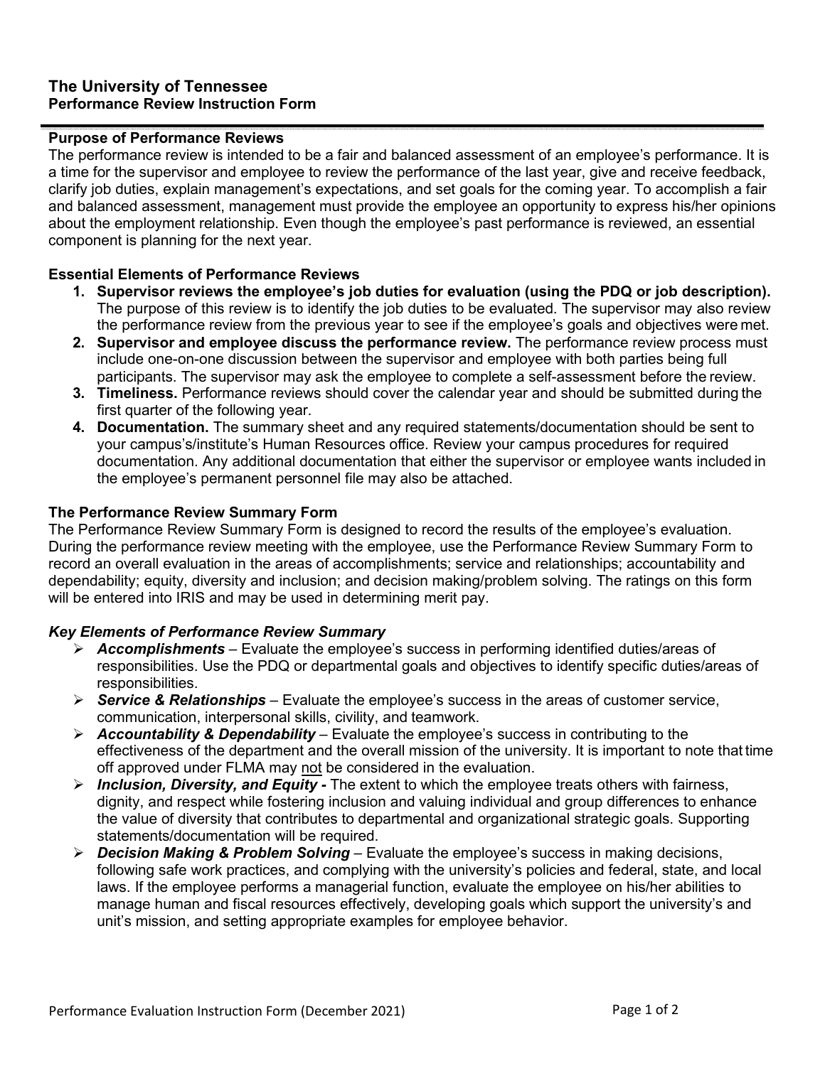# The University of Tennessee
## Performance Review Instruction Form

---

### Purpose of Performance Reviews

The performance review is intended to be a fair and balanced assessment of an employee's performance. It is a time for the supervisor and employee to review the performance of the last year, give and receive feedback, clarify job duties, explain management's expectations, and set goals for the coming year. To accomplish a fair and balanced assessment, management must provide the employee an opportunity to express his/her opinions about the employment relationship. Even though the employee's past performance is reviewed, an essential component is planning for the next year.

### Essential Elements of Performance Reviews

1. **Supervisor reviews the employee's job duties for evaluation (using the PDQ or job description).** The purpose of this review is to identify the job duties to be evaluated. The supervisor may also review the performance review from the previous year to see if the employee's goals and objectives were met.
2. **Supervisor and employee discuss the performance review.** The performance review process must include one-on-one discussion between the supervisor and employee with both parties being full participants. The supervisor may ask the employee to complete a self-assessment before the review.
3. **Timeliness.** Performance reviews should cover the calendar year and should be submitted during the first quarter of the following year.
4. **Documentation.** The summary sheet and any required statements/documentation should be sent to your campus's/institute's Human Resources office. Review your campus procedures for required documentation. Any additional documentation that either the supervisor or employee wants included in the employee's permanent personnel file may also be attached.

### The Performance Review Summary Form

The Performance Review Summary Form is designed to record the results of the employee's evaluation. During the performance review meeting with the employee, use the Performance Review Summary Form to record an overall evaluation in the areas of accomplishments; service and relationships; accountability and dependability; equity, diversity and inclusion; and decision making/problem solving. The ratings on this form will be entered into IRIS and may be used in determining merit pay.

#### *Key Elements of Performance Review Summary*

- ***Accomplishments*** – Evaluate the employee's success in performing identified duties/areas of responsibilities. Use the PDQ or departmental goals and objectives to identify specific duties/areas of responsibilities.
- ***Service & Relationships*** – Evaluate the employee's success in the areas of customer service, communication, interpersonal skills, civility, and teamwork.
- ***Accountability & Dependability*** – Evaluate the employee's success in contributing to the effectiveness of the department and the overall mission of the university. It is important to note that time off approved under FLMA may <u>not</u> be considered in the evaluation.
- ***Inclusion, Diversity, and Equity -*** The extent to which the employee treats others with fairness, dignity, and respect while fostering inclusion and valuing individual and group differences to enhance the value of diversity that contributes to departmental and organizational strategic goals. Supporting statements/documentation will be required.
- ***Decision Making & Problem Solving*** – Evaluate the employee's success in making decisions, following safe work practices, and complying with the university's policies and federal, state, and local laws. If the employee performs a managerial function, evaluate the employee on his/her abilities to manage human and fiscal resources effectively, developing goals which support the university's and unit's mission, and setting appropriate examples for employee behavior.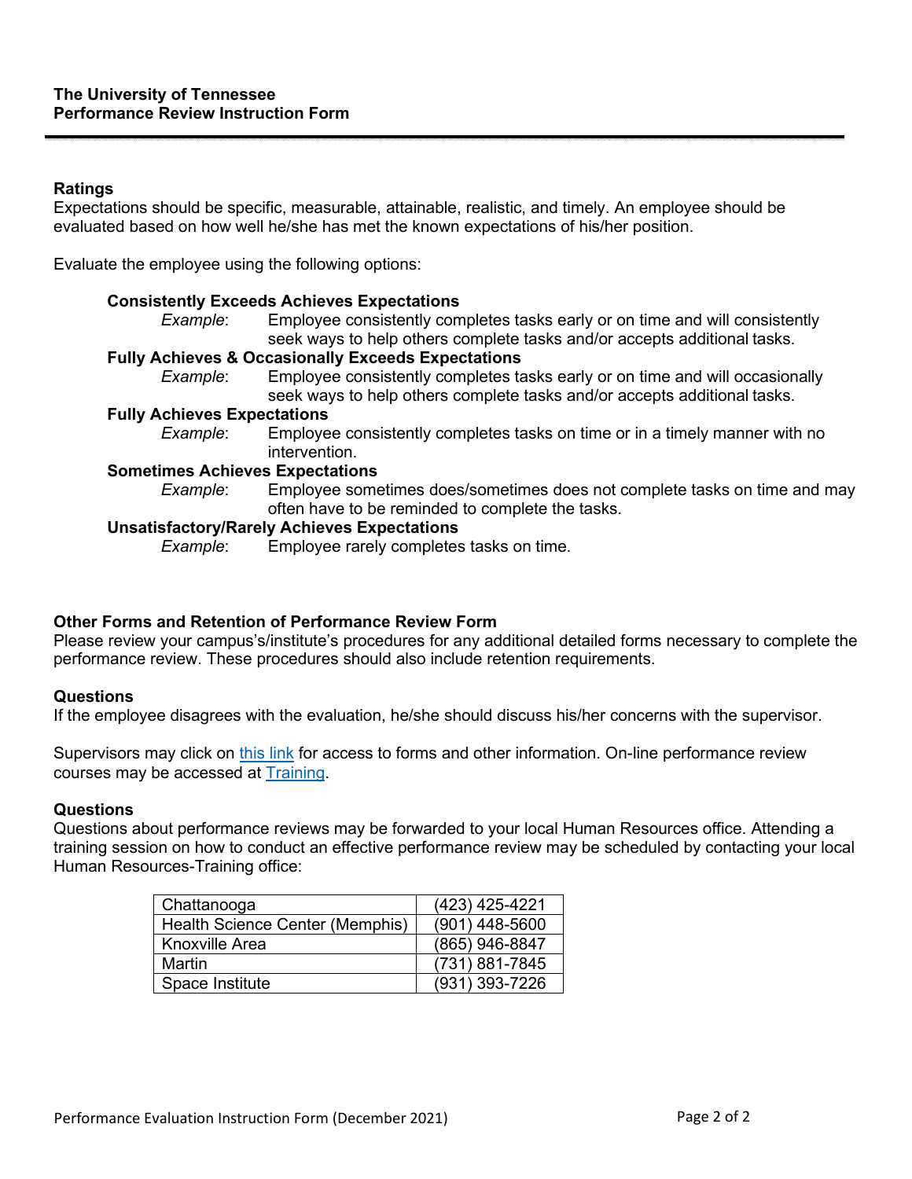**The University of Tennessee**
**Performance Review Instruction Form**

---

## Ratings

Expectations should be specific, measurable, attainable, realistic, and timely. An employee should be evaluated based on how well he/she has met the known expectations of his/her position.

Evaluate the employee using the following options:

**Consistently Exceeds Achieves Expectations**
*Example*: Employee consistently completes tasks early or on time and will consistently seek ways to help others complete tasks and/or accepts additional tasks.

**Fully Achieves & Occasionally Exceeds Expectations**
*Example*: Employee consistently completes tasks early or on time and will occasionally seek ways to help others complete tasks and/or accepts additional tasks.

**Fully Achieves Expectations**
*Example*: Employee consistently completes tasks on time or in a timely manner with no intervention.

**Sometimes Achieves Expectations**
*Example*: Employee sometimes does/sometimes does not complete tasks on time and may often have to be reminded to complete the tasks.

**Unsatisfactory/Rarely Achieves Expectations**
*Example*: Employee rarely completes tasks on time.

## Other Forms and Retention of Performance Review Form

Please review your campus's/institute's procedures for any additional detailed forms necessary to complete the performance review. These procedures should also include retention requirements.

## Questions

If the employee disagrees with the evaluation, he/she should discuss his/her concerns with the supervisor.

Supervisors may click on this link for access to forms and other information. On-line performance review courses may be accessed at Training.

## Questions

Questions about performance reviews may be forwarded to your local Human Resources office. Attending a training session on how to conduct an effective performance review may be scheduled by contacting your local Human Resources-Training office:

| | |
|---|---|
| Chattanooga | (423) 425-4221 |
| Health Science Center (Memphis) | (901) 448-5600 |
| Knoxville Area | (865) 946-8847 |
| Martin | (731) 881-7845 |
| Space Institute | (931) 393-7226 |

Performance Evaluation Instruction Form (December 2021)